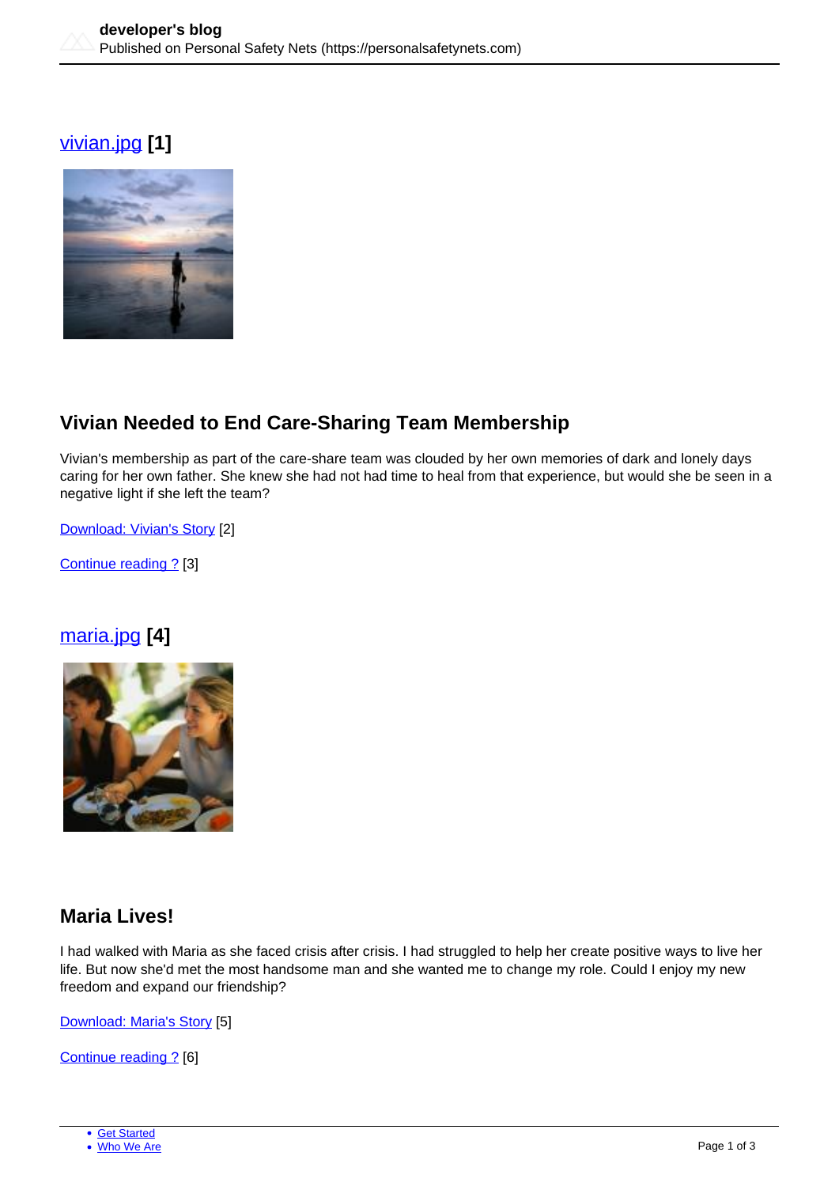## vivian.jpg [1]

## Vivian Needed to End Care-Sharing Team Membership

Vivian's membership as part of the care-share team was clouded by her own memories of dark and lonely days caring for her own father. She knew she had not had time to heal from that experience, but would she be seen in a negative light if she left the team?

Download: Vivian's Story [2]

Continue reading ? [3]

## maria.jpg [4]

## Maria Lives!

I had walked with Maria as she faced crisis after crisis. I had struggled to help her create positive ways to live her life. But now she'd met the most handsome man and she wanted me to change my role. Could I enjoy my new freedom and expand our friendship?

Download: Maria's Story [5]

Continue reading ? [6]

- Get Started
- Who We Are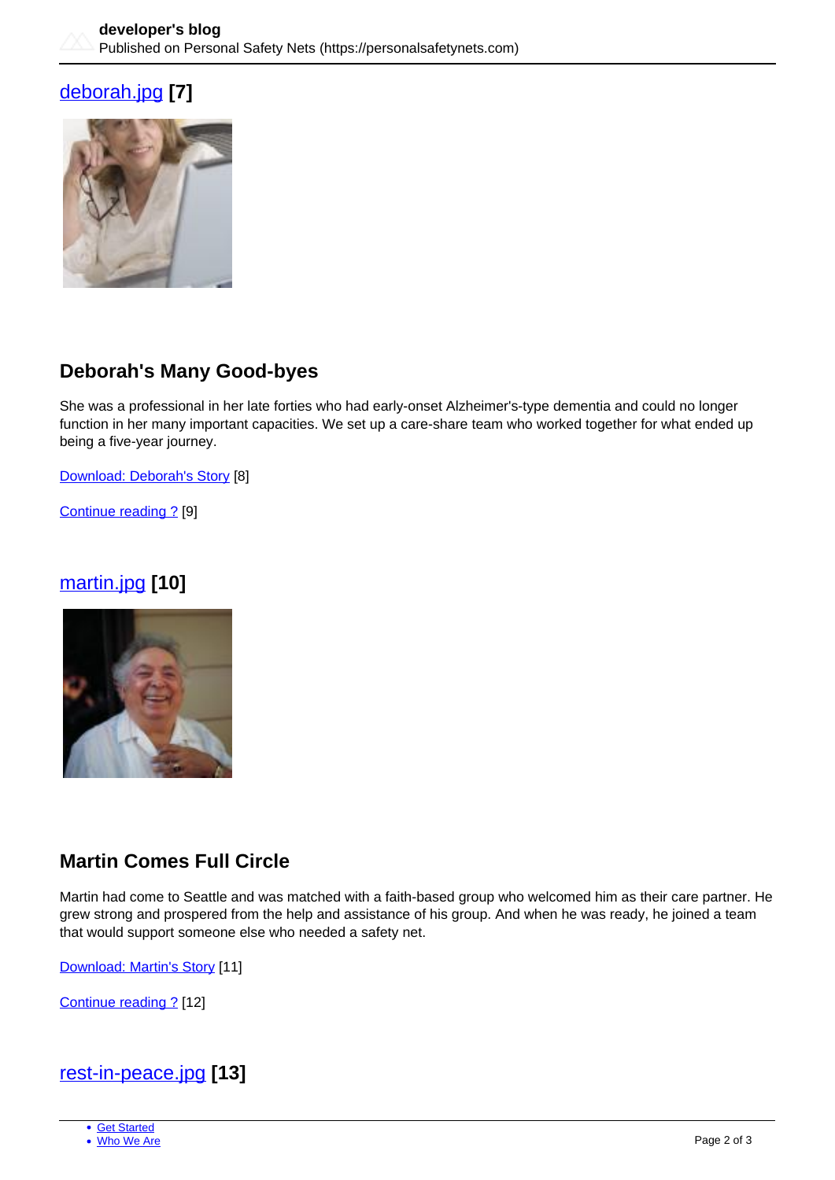## deborah.jpg [7]

## Deborah's Many Good-byes

She was a professional in her late forties who had early-onset Alzheimer's-type dementia and could no longer function in her many important capacities. We set up a care-share team who worked together for what ended up being a five-year journey.

Download: Deborah's Story [8]

Continue reading ? [9]

## martin.jpg [10]

## Martin Comes Full Circle

Martin had come to Seattle and was matched with a faith-based group who welcomed him as their care partner. He grew strong and prospered from the help and assistance of his group. And when he was ready, he joined a team that would support someone else who needed a safety net.

Download: Martin's Story [11]

Continue reading ? [12]

## rest-in-peace.jpg [13]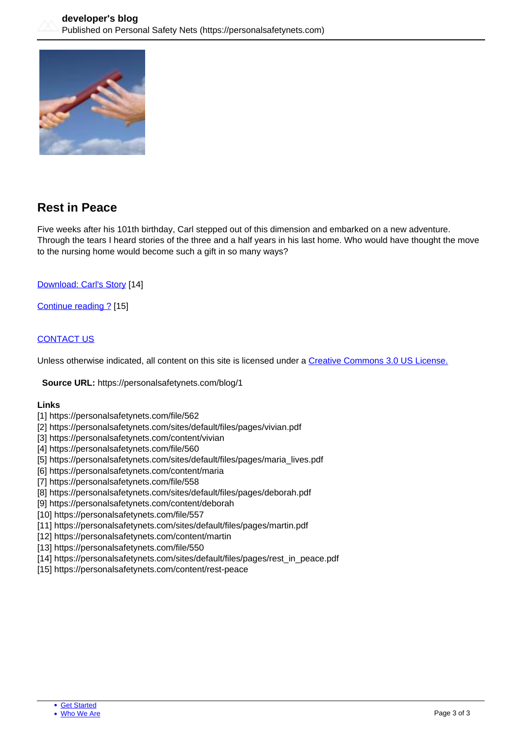## Rest in Peace

Five weeks after his 101th birthday, Carl stepped out of this dimension and embarked on a new adventure. Through the tears I heard stories of the three and a half years in his last home. Who would have thought the move to the nursing home would become such a gift in so many ways?

Download: Carl's Story [14]

Continue reading ? [15]

CONTACT US

Unless otherwise indicated, all content on this site is licensed under a Creative Commons 3.0 US License.

**Source URL:** https://personalsafetynets.com/blog/1

**Links**

[1] https://personalsafetynets.com/file/562
[2] https://personalsafetynets.com/sites/default/files/pages/vivian.pdf
[3] https://personalsafetynets.com/content/vivian
[4] https://personalsafetynets.com/file/560
[5] https://personalsafetynets.com/sites/default/files/pages/maria_lives.pdf
[6] https://personalsafetynets.com/content/maria
[7] https://personalsafetynets.com/file/558
[8] https://personalsafetynets.com/sites/default/files/pages/deborah.pdf
[9] https://personalsafetynets.com/content/deborah
[10] https://personalsafetynets.com/file/557
[11] https://personalsafetynets.com/sites/default/files/pages/martin.pdf
[12] https://personalsafetynets.com/content/martin
[13] https://personalsafetynets.com/file/550
[14] https://personalsafetynets.com/sites/default/files/pages/rest_in_peace.pdf
[15] https://personalsafetynets.com/content/rest-peace

- Get Started
- Who We Are